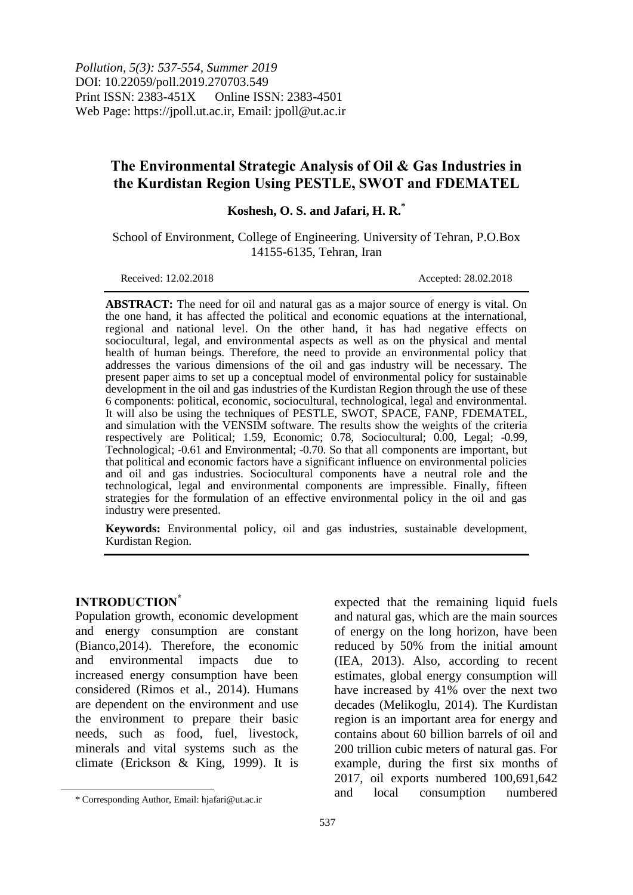*Pollution, 5(3): 537-554, Summer 2019*
DOI: 10.22059/poll.2019.270703.549
Print ISSN: 2383-451X Online ISSN: 2383-4501
Web Page: https://jpoll.ut.ac.ir, Email: jpoll@ut.ac.ir

# The Environmental Strategic Analysis of Oil & Gas Industries in the Kurdistan Region Using PESTLE, SWOT and FDEMATEL

**Koshesh, O. S. and Jafari, H. R.[*]**

School of Environment, College of Engineering. University of Tehran, P.O.Box 14155-6135, Tehran, Iran

Received: 12.02.2018 Accepted: 28.02.2018

**ABSTRACT:** The need for oil and natural gas as a major source of energy is vital. On the one hand, it has affected the political and economic equations at the international, regional and national level. On the other hand, it has had negative effects on sociocultural, legal, and environmental aspects as well as on the physical and mental health of human beings. Therefore, the need to provide an environmental policy that addresses the various dimensions of the oil and gas industry will be necessary. The present paper aims to set up a conceptual model of environmental policy for sustainable development in the oil and gas industries of the Kurdistan Region through the use of these 6 components: political, economic, sociocultural, technological, legal and environmental. It will also be using the techniques of PESTLE, SWOT, SPACE, FANP, FDEMATEL, and simulation with the VENSIM software. The results show the weights of the criteria respectively are Political; 1.59, Economic; 0.78, Sociocultural; 0.00, Legal; -0.99, Technological; -0.61 and Environmental; -0.70. So that all components are important, but that political and economic factors have a significant influence on environmental policies and oil and gas industries. Sociocultural components have a neutral role and the technological, legal and environmental components are impressible. Finally, fifteen strategies for the formulation of an effective environmental policy in the oil and gas industry were presented.

**Keywords:** Environmental policy, oil and gas industries, sustainable development, Kurdistan Region.

## INTRODUCTION[*]

Population growth, economic development and energy consumption are constant (Bianco,2014). Therefore, the economic and environmental impacts due to increased energy consumption have been considered (Rimos et al., 2014). Humans are dependent on the environment and use the environment to prepare their basic needs, such as food, fuel, livestock, minerals and vital systems such as the climate (Erickson & King, 1999). It is expected that the remaining liquid fuels and natural gas, which are the main sources of energy on the long horizon, have been reduced by 50% from the initial amount (IEA, 2013). Also, according to recent estimates, global energy consumption will have increased by 41% over the next two decades (Melikoglu, 2014). The Kurdistan region is an important area for energy and contains about 60 billion barrels of oil and 200 trillion cubic meters of natural gas. For example, during the first six months of 2017, oil exports numbered 100,691,642 and local consumption numbered

[*] Corresponding Author, Email: hjafari@ut.ac.ir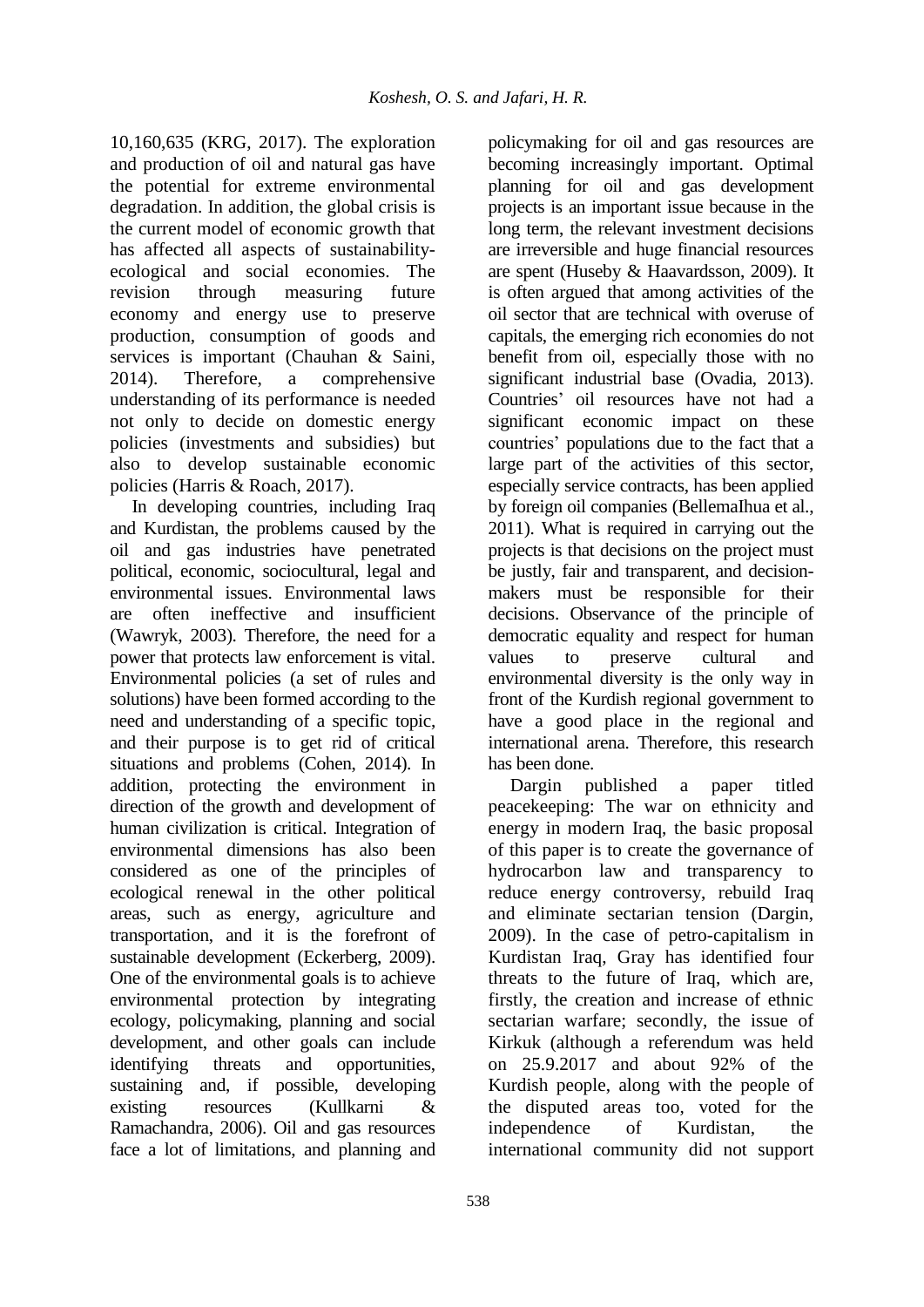10,160,635 (KRG, 2017). The exploration and production of oil and natural gas have the potential for extreme environmental degradation. In addition, the global crisis is the current model of economic growth that has affected all aspects of sustainability-ecological and social economies. The revision through measuring future economy and energy use to preserve production, consumption of goods and services is important (Chauhan & Saini, 2014). Therefore, a comprehensive understanding of its performance is needed not only to decide on domestic energy policies (investments and subsidies) but also to develop sustainable economic policies (Harris & Roach, 2017).

In developing countries, including Iraq and Kurdistan, the problems caused by the oil and gas industries have penetrated political, economic, sociocultural, legal and environmental issues. Environmental laws are often ineffective and insufficient (Wawryk, 2003). Therefore, the need for a power that protects law enforcement is vital. Environmental policies (a set of rules and solutions) have been formed according to the need and understanding of a specific topic, and their purpose is to get rid of critical situations and problems (Cohen, 2014). In addition, protecting the environment in direction of the growth and development of human civilization is critical. Integration of environmental dimensions has also been considered as one of the principles of ecological renewal in the other political areas, such as energy, agriculture and transportation, and it is the forefront of sustainable development (Eckerberg, 2009). One of the environmental goals is to achieve environmental protection by integrating ecology, policymaking, planning and social development, and other goals can include identifying threats and opportunities, sustaining and, if possible, developing existing resources (Kullkarni & Ramachandra, 2006). Oil and gas resources face a lot of limitations, and planning and policymaking for oil and gas resources are becoming increasingly important. Optimal planning for oil and gas development projects is an important issue because in the long term, the relevant investment decisions are irreversible and huge financial resources are spent (Huseby & Haavardsson, 2009). It is often argued that among activities of the oil sector that are technical with overuse of capitals, the emerging rich economies do not benefit from oil, especially those with no significant industrial base (Ovadia, 2013). Countries' oil resources have not had a significant economic impact on these countries' populations due to the fact that a large part of the activities of this sector, especially service contracts, has been applied by foreign oil companies (BellemaIhua et al., 2011). What is required in carrying out the projects is that decisions on the project must be justly, fair and transparent, and decision-makers must be responsible for their decisions. Observance of the principle of democratic equality and respect for human values to preserve cultural and environmental diversity is the only way in front of the Kurdish regional government to have a good place in the regional and international arena. Therefore, this research has been done.

Dargin published a paper titled peacekeeping: The war on ethnicity and energy in modern Iraq, the basic proposal of this paper is to create the governance of hydrocarbon law and transparency to reduce energy controversy, rebuild Iraq and eliminate sectarian tension (Dargin, 2009). In the case of petro-capitalism in Kurdistan Iraq, Gray has identified four threats to the future of Iraq, which are, firstly, the creation and increase of ethnic sectarian warfare; secondly, the issue of Kirkuk (although a referendum was held on 25.9.2017 and about 92% of the Kurdish people, along with the people of the disputed areas too, voted for the independence of Kurdistan, the international community did not support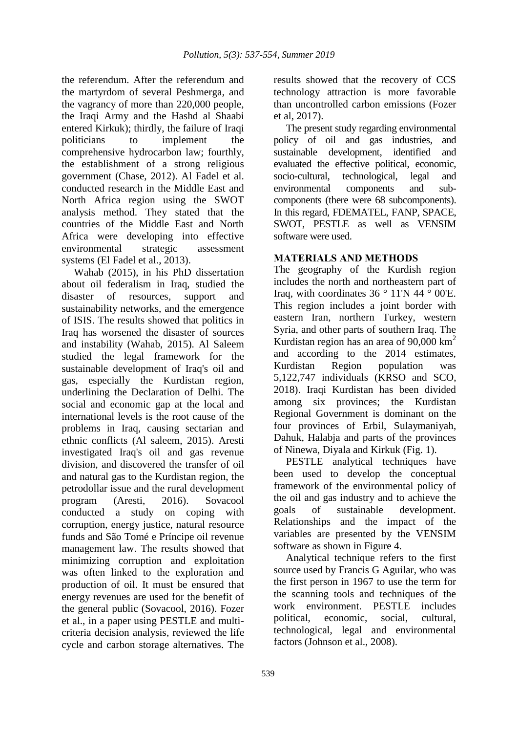the referendum. After the referendum and the martyrdom of several Peshmerga, and the vagrancy of more than 220,000 people, the Iraqi Army and the Hashd al Shaabi entered Kirkuk); thirdly, the failure of Iraqi politicians to implement the comprehensive hydrocarbon law; fourthly, the establishment of a strong religious government (Chase, 2012). Al Fadel et al. conducted research in the Middle East and North Africa region using the SWOT analysis method. They stated that the countries of the Middle East and North Africa were developing into effective environmental strategic assessment systems (El Fadel et al., 2013).

Wahab (2015), in his PhD dissertation about oil federalism in Iraq, studied the disaster of resources, support and sustainability networks, and the emergence of ISIS. The results showed that politics in Iraq has worsened the disaster of sources and instability (Wahab, 2015). Al Saleem studied the legal framework for the sustainable development of Iraq's oil and gas, especially the Kurdistan region, underlining the Declaration of Delhi. The social and economic gap at the local and international levels is the root cause of the problems in Iraq, causing sectarian and ethnic conflicts (Al saleem, 2015). Aresti investigated Iraq's oil and gas revenue division, and discovered the transfer of oil and natural gas to the Kurdistan region, the petrodollar issue and the rural development program (Aresti, 2016). Sovacool conducted a study on coping with corruption, energy justice, natural resource funds and São Tomé e Príncipe oil revenue management law. The results showed that minimizing corruption and exploitation was often linked to the exploration and production of oil. It must be ensured that energy revenues are used for the benefit of the general public (Sovacool, 2016). Fozer et al., in a paper using PESTLE and multi-criteria decision analysis, reviewed the life cycle and carbon storage alternatives. The results showed that the recovery of CCS technology attraction is more favorable than uncontrolled carbon emissions (Fozer et al, 2017).

The present study regarding environmental policy of oil and gas industries, and sustainable development, identified and evaluated the effective political, economic, socio-cultural, technological, legal and environmental components and sub-components (there were 68 subcomponents). In this regard, FDEMATEL, FANP, SPACE, SWOT, PESTLE as well as VENSIM software were used.

## MATERIALS AND METHODS

The geography of the Kurdish region includes the north and northeastern part of Iraq, with coordinates 36 ° 11'N 44 ° 00'E. This region includes a joint border with eastern Iran, northern Turkey, western Syria, and other parts of southern Iraq. The Kurdistan region has an area of 90,000 $km^2$ and according to the 2014 estimates, Kurdistan Region population was 5,122,747 individuals (KRSO and SCO, 2018). Iraqi Kurdistan has been divided among six provinces; the Kurdistan Regional Government is dominant on the four provinces of Erbil, Sulaymaniyah, Dahuk, Halabja and parts of the provinces of Ninewa, Diyala and Kirkuk (Fig. 1).

PESTLE analytical techniques have been used to develop the conceptual framework of the environmental policy of the oil and gas industry and to achieve the goals of sustainable development. Relationships and the impact of the variables are presented by the VENSIM software as shown in Figure 4.

Analytical technique refers to the first source used by Francis G Aguilar, who was the first person in 1967 to use the term for the scanning tools and techniques of the work environment. PESTLE includes political, economic, social, cultural, technological, legal and environmental factors (Johnson et al., 2008).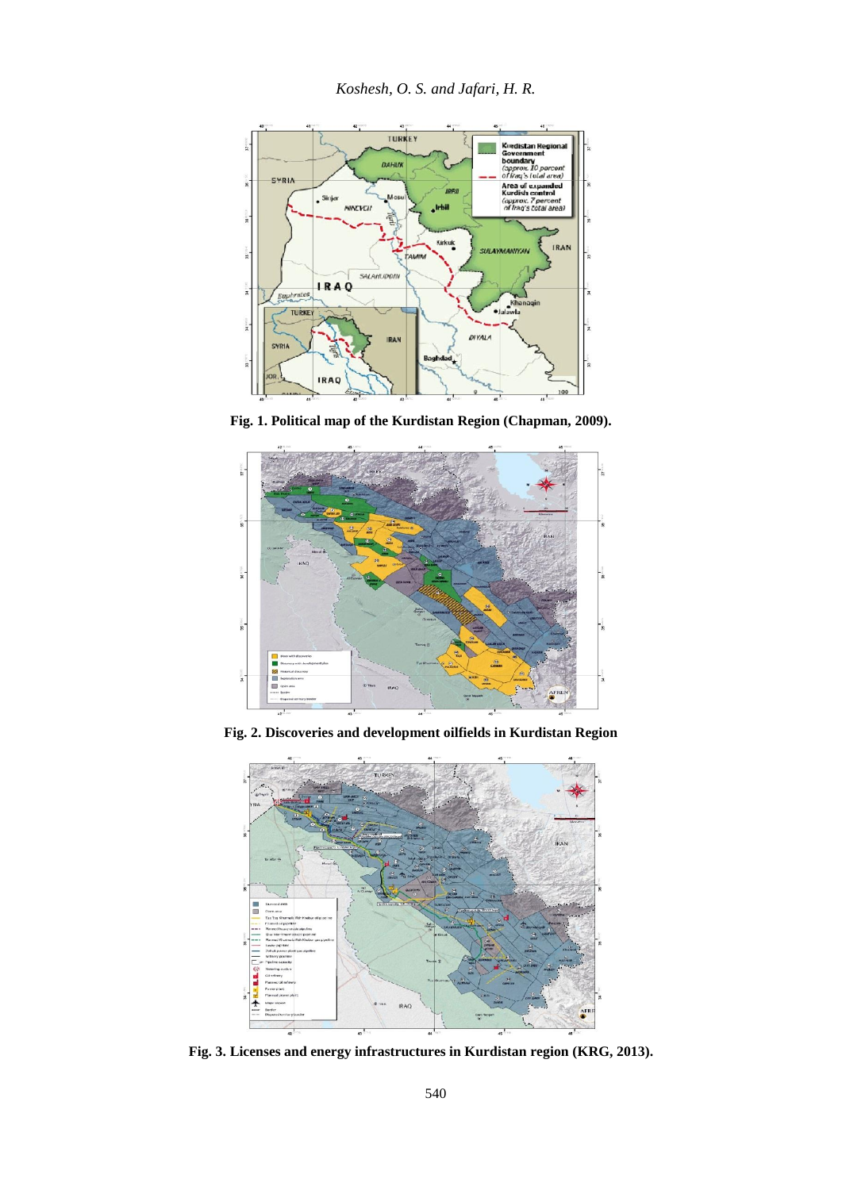Fig. 1. Political map of the Kurdistan Region (Chapman, 2009).

Fig. 2. Discoveries and development oilfields in Kurdistan Region

Fig. 3. Licenses and energy infrastructures in Kurdistan region (KRG, 2013).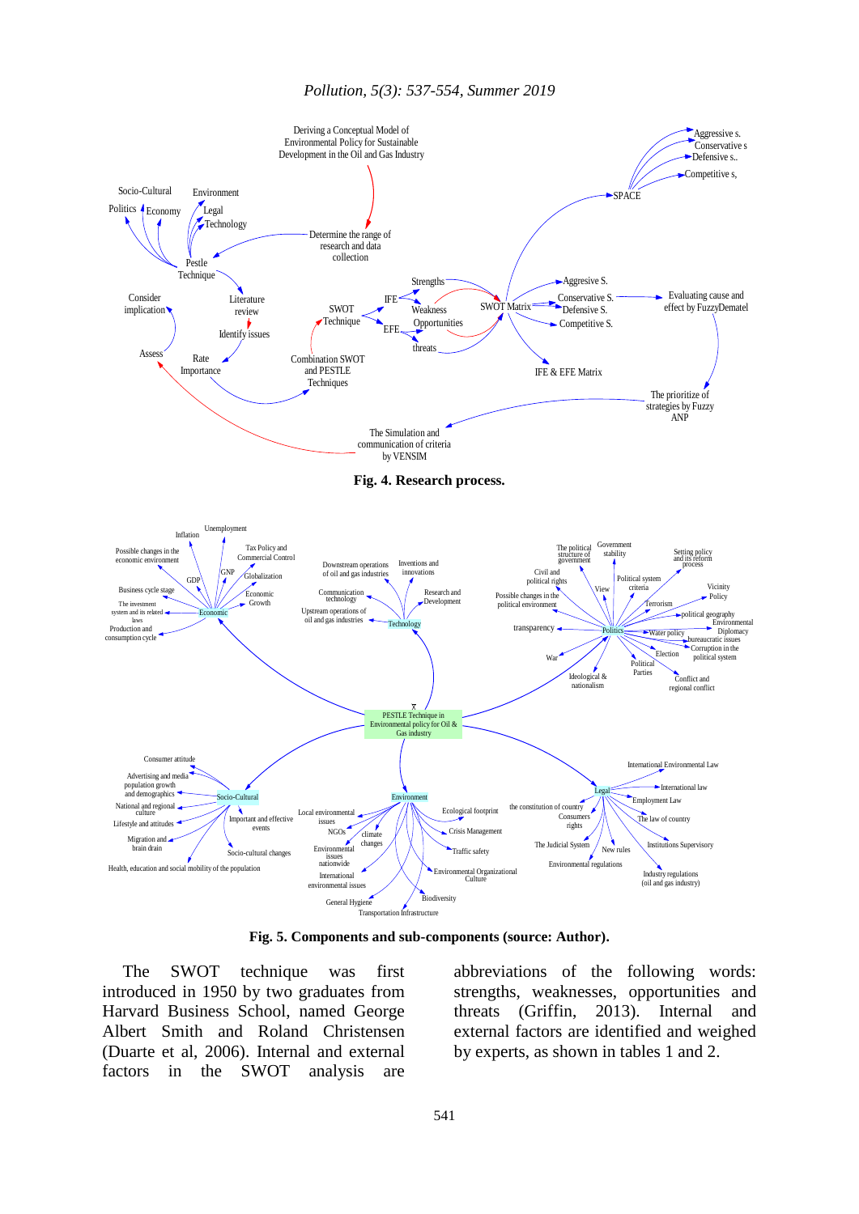Fig. 4. Research process.

Fig. 5. Components and sub-components (source: Author).

The SWOT technique was first introduced in 1950 by two graduates from Harvard Business School, named George Albert Smith and Roland Christensen (Duarte et al, 2006). Internal and external factors in the SWOT analysis are abbreviations of the following words: strengths, weaknesses, opportunities and threats (Griffin, 2013). Internal and external factors are identified and weighed by experts, as shown in tables 1 and 2.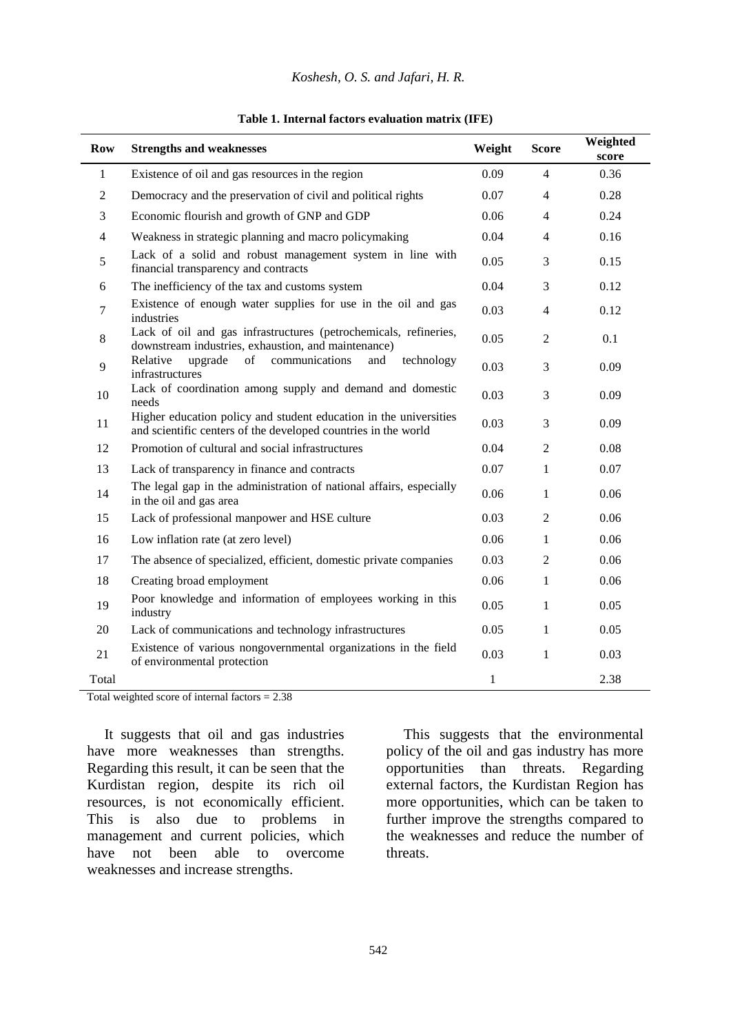**Table 1. Internal factors evaluation matrix (IFE)**

| Row | Strengths and weaknesses | Weight | Score | Weighted score |
|---|---|---|---|---|
| 1 | Existence of oil and gas resources in the region | 0.09 | 4 | 0.36 |
| 2 | Democracy and the preservation of civil and political rights | 0.07 | 4 | 0.28 |
| 3 | Economic flourish and growth of GNP and GDP | 0.06 | 4 | 0.24 |
| 4 | Weakness in strategic planning and macro policymaking | 0.04 | 4 | 0.16 |
| 5 | Lack of a solid and robust management system in line with financial transparency and contracts | 0.05 | 3 | 0.15 |
| 6 | The inefficiency of the tax and customs system | 0.04 | 3 | 0.12 |
| 7 | Existence of enough water supplies for use in the oil and gas industries | 0.03 | 4 | 0.12 |
| 8 | Lack of oil and gas infrastructures (petrochemicals, refineries, downstream industries, exhaustion, and maintenance) | 0.05 | 2 | 0.1 |
| 9 | Relative upgrade of communications and technology infrastructures | 0.03 | 3 | 0.09 |
| 10 | Lack of coordination among supply and demand and domestic needs | 0.03 | 3 | 0.09 |
| 11 | Higher education policy and student education in the universities and scientific centers of the developed countries in the world | 0.03 | 3 | 0.09 |
| 12 | Promotion of cultural and social infrastructures | 0.04 | 2 | 0.08 |
| 13 | Lack of transparency in finance and contracts | 0.07 | 1 | 0.07 |
| 14 | The legal gap in the administration of national affairs, especially in the oil and gas area | 0.06 | 1 | 0.06 |
| 15 | Lack of professional manpower and HSE culture | 0.03 | 2 | 0.06 |
| 16 | Low inflation rate (at zero level) | 0.06 | 1 | 0.06 |
| 17 | The absence of specialized, efficient, domestic private companies | 0.03 | 2 | 0.06 |
| 18 | Creating broad employment | 0.06 | 1 | 0.06 |
| 19 | Poor knowledge and information of employees working in this industry | 0.05 | 1 | 0.05 |
| 20 | Lack of communications and technology infrastructures | 0.05 | 1 | 0.05 |
| 21 | Existence of various nongovernmental organizations in the field of environmental protection | 0.03 | 1 | 0.03 |
| Total | | 1 | | 2.38 |

Total weighted score of internal factors = 2.38

It suggests that oil and gas industries have more weaknesses than strengths. Regarding this result, it can be seen that the Kurdistan region, despite its rich oil resources, is not economically efficient. This is also due to problems in management and current policies, which have not been able to overcome weaknesses and increase strengths.

This suggests that the environmental policy of the oil and gas industry has more opportunities than threats. Regarding external factors, the Kurdistan Region has more opportunities, which can be taken to further improve the strengths compared to the weaknesses and reduce the number of threats.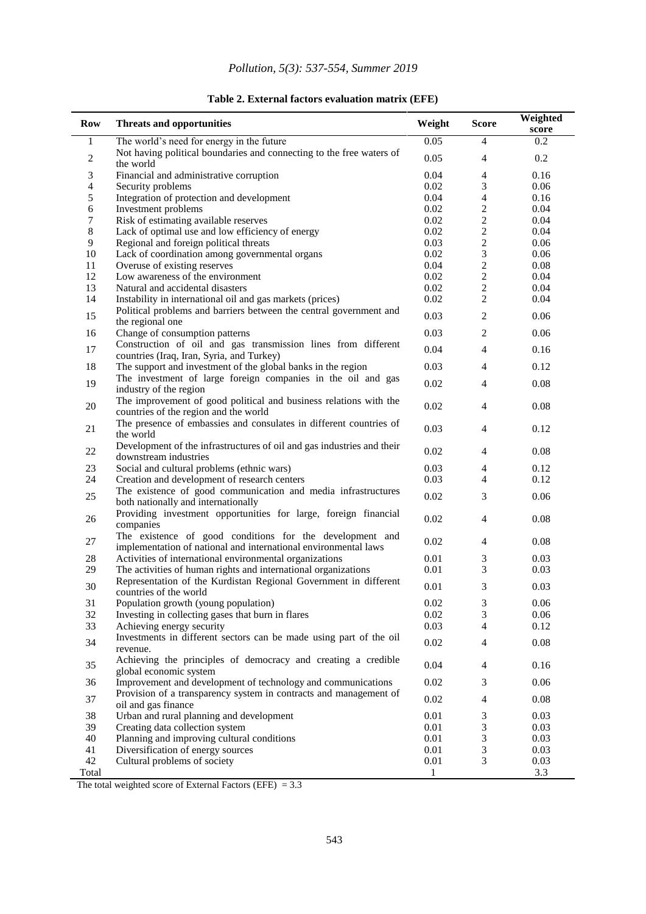**Table 2. External factors evaluation matrix (EFE)**

| Row | Threats and opportunities | Weight | Score | Weighted score |
|---|---|---|---|---|
| 1 | The world's need for energy in the future | 0.05 | 4 | 0.2 |
| 2 | Not having political boundaries and connecting to the free waters of the world | 0.05 | 4 | 0.2 |
| 3 | Financial and administrative corruption | 0.04 | 4 | 0.16 |
| 4 | Security problems | 0.02 | 3 | 0.06 |
| 5 | Integration of protection and development | 0.04 | 4 | 0.16 |
| 6 | Investment problems | 0.02 | 2 | 0.04 |
| 7 | Risk of estimating available reserves | 0.02 | 2 | 0.04 |
| 8 | Lack of optimal use and low efficiency of energy | 0.02 | 2 | 0.04 |
| 9 | Regional and foreign political threats | 0.03 | 2 | 0.06 |
| 10 | Lack of coordination among governmental organs | 0.02 | 3 | 0.06 |
| 11 | Overuse of existing reserves | 0.04 | 2 | 0.08 |
| 12 | Low awareness of the environment | 0.02 | 2 | 0.04 |
| 13 | Natural and accidental disasters | 0.02 | 2 | 0.04 |
| 14 | Instability in international oil and gas markets (prices) | 0.02 | 2 | 0.04 |
| 15 | Political problems and barriers between the central government and the regional one | 0.03 | 2 | 0.06 |
| 16 | Change of consumption patterns | 0.03 | 2 | 0.06 |
| 17 | Construction of oil and gas transmission lines from different countries (Iraq, Iran, Syria, and Turkey) | 0.04 | 4 | 0.16 |
| 18 | The support and investment of the global banks in the region | 0.03 | 4 | 0.12 |
| 19 | The investment of large foreign companies in the oil and gas industry of the region | 0.02 | 4 | 0.08 |
| 20 | The improvement of good political and business relations with the countries of the region and the world | 0.02 | 4 | 0.08 |
| 21 | The presence of embassies and consulates in different countries of the world | 0.03 | 4 | 0.12 |
| 22 | Development of the infrastructures of oil and gas industries and their downstream industries | 0.02 | 4 | 0.08 |
| 23 | Social and cultural problems (ethnic wars) | 0.03 | 4 | 0.12 |
| 24 | Creation and development of research centers | 0.03 | 4 | 0.12 |
| 25 | The existence of good communication and media infrastructures both nationally and internationally | 0.02 | 3 | 0.06 |
| 26 | Providing investment opportunities for large, foreign financial companies | 0.02 | 4 | 0.08 |
| 27 | The existence of good conditions for the development and implementation of national and international environmental laws | 0.02 | 4 | 0.08 |
| 28 | Activities of international environmental organizations | 0.01 | 3 | 0.03 |
| 29 | The activities of human rights and international organizations | 0.01 | 3 | 0.03 |
| 30 | Representation of the Kurdistan Regional Government in different countries of the world | 0.01 | 3 | 0.03 |
| 31 | Population growth (young population) | 0.02 | 3 | 0.06 |
| 32 | Investing in collecting gases that burn in flares | 0.02 | 3 | 0.06 |
| 33 | Achieving energy security | 0.03 | 4 | 0.12 |
| 34 | Investments in different sectors can be made using part of the oil revenue. | 0.02 | 4 | 0.08 |
| 35 | Achieving the principles of democracy and creating a credible global economic system | 0.04 | 4 | 0.16 |
| 36 | Improvement and development of technology and communications | 0.02 | 3 | 0.06 |
| 37 | Provision of a transparency system in contracts and management of oil and gas finance | 0.02 | 4 | 0.08 |
| 38 | Urban and rural planning and development | 0.01 | 3 | 0.03 |
| 39 | Creating data collection system | 0.01 | 3 | 0.03 |
| 40 | Planning and improving cultural conditions | 0.01 | 3 | 0.03 |
| 41 | Diversification of energy sources | 0.01 | 3 | 0.03 |
| 42 | Cultural problems of society | 0.01 | 3 | 0.03 |
| Total | | 1 | | 3.3 |

The total weighted score of External Factors (EFE) = 3.3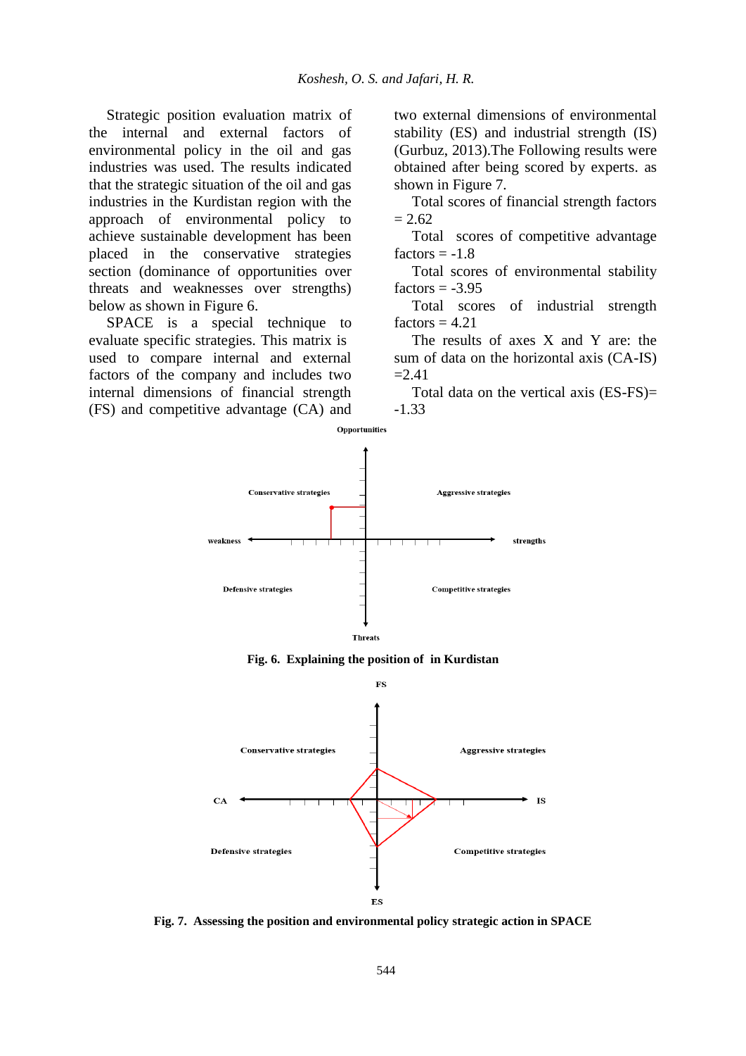Strategic position evaluation matrix of the internal and external factors of environmental policy in the oil and gas industries was used. The results indicated that the strategic situation of the oil and gas industries in the Kurdistan region with the approach of environmental policy to achieve sustainable development has been placed in the conservative strategies section (dominance of opportunities over threats and weaknesses over strengths) below as shown in Figure 6.

SPACE is a special technique to evaluate specific strategies. This matrix is used to compare internal and external factors of the company and includes two internal dimensions of financial strength (FS) and competitive advantage (CA) and two external dimensions of environmental stability (ES) and industrial strength (IS) (Gurbuz, 2013).The Following results were obtained after being scored by experts. as shown in Figure 7.

Total scores of financial strength factors = 2.62

Total scores of competitive advantage factors = -1.8

Total scores of environmental stability factors = -3.95

Total scores of industrial strength factors = 4.21

The results of axes X and Y are: the sum of data on the horizontal axis (CA-IS) =2.41

Total data on the vertical axis (ES-FS)= -1.33

**Fig. 6. Explaining the position of in Kurdistan**

**Fig. 7. Assessing the position and environmental policy strategic action in SPACE**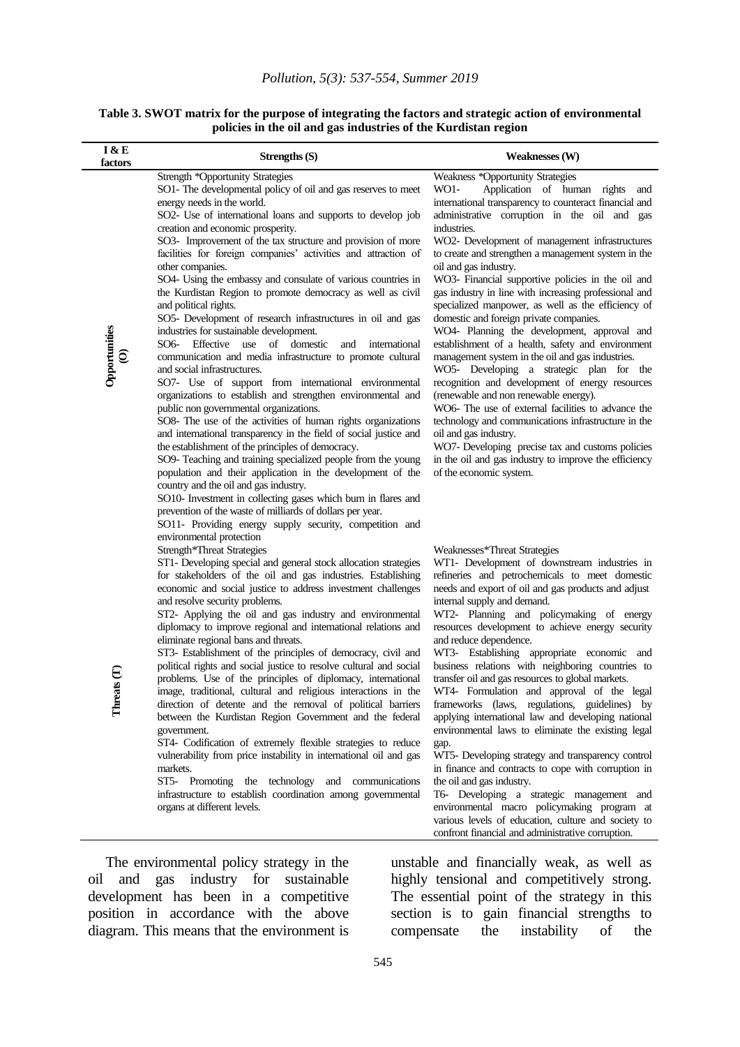**Table 3. SWOT matrix for the purpose of integrating the factors and strategic action of environmental policies in the oil and gas industries of the Kurdistan region**

| I & E factors | Strengths (S) | Weaknesses (W) |
|---|---|---|
| Opportunities (O) | Strength *Opportunity Strategies<br>SO1- The developmental policy of oil and gas reserves to meet energy needs in the world.<br>SO2- Use of international loans and supports to develop job creation and economic prosperity.<br>SO3- Improvement of the tax structure and provision of more facilities for foreign companies' activities and attraction of other companies.<br>SO4- Using the embassy and consulate of various countries in the Kurdistan Region to promote democracy as well as civil and political rights.<br>SO5- Development of research infrastructures in oil and gas industries for sustainable development.<br>SO6- Effective use of domestic and international communication and media infrastructure to promote cultural and social infrastructures.<br>SO7- Use of support from international environmental organizations to establish and strengthen environmental and public non governmental organizations.<br>SO8- The use of the activities of human rights organizations and international transparency in the field of social justice and the establishment of the principles of democracy.<br>SO9- Teaching and training specialized people from the young population and their application in the development of the country and the oil and gas industry.<br>SO10- Investment in collecting gases which burn in flares and prevention of the waste of milliards of dollars per year.<br>SO11- Providing energy supply security, competition and environmental protection | Weakness *Opportunity Strategies<br>WO1- Application of human rights and international transparency to counteract financial and administrative corruption in the oil and gas industries.<br>WO2- Development of management infrastructures to create and strengthen a management system in the oil and gas industry.<br>WO3- Financial supportive policies in the oil and gas industry in line with increasing professional and specialized manpower, as well as the efficiency of domestic and foreign private companies.<br>WO4- Planning the development, approval and establishment of a health, safety and environment management system in the oil and gas industries.<br>WO5- Developing a strategic plan for the recognition and development of energy resources (renewable and non renewable energy).<br>WO6- The use of external facilities to advance the technology and communications infrastructure in the oil and gas industry.<br>WO7- Developing precise tax and customs policies in the oil and gas industry to improve the efficiency of the economic system. |
| Threats (T) | Strength*Threat Strategies<br>ST1- Developing special and general stock allocation strategies for stakeholders of the oil and gas industries. Establishing economic and social justice to address investment challenges and resolve security problems.<br>ST2- Applying the oil and gas industry and environmental diplomacy to improve regional and international relations and eliminate regional bans and threats.<br>ST3- Establishment of the principles of democracy, civil and political rights and social justice to resolve cultural and social problems. Use of the principles of diplomacy, international image, traditional, cultural and religious interactions in the direction of detente and the removal of political barriers between the Kurdistan Region Government and the federal government.<br>ST4- Codification of extremely flexible strategies to reduce vulnerability from price instability in international oil and gas markets.<br>ST5- Promoting the technology and communications infrastructure to establish coordination among governmental organs at different levels. | Weaknesses*Threat Strategies<br>WT1- Development of downstream industries in refineries and petrochemicals to meet domestic needs and export of oil and gas products and adjust internal supply and demand.<br>WT2- Planning and policymaking of energy resources development to achieve energy security and reduce dependence.<br>WT3- Establishing appropriate economic and business relations with neighboring countries to transfer oil and gas resources to global markets.<br>WT4- Formulation and approval of the legal frameworks (laws, regulations, guidelines) by applying international law and developing national environmental laws to eliminate the existing legal gap.<br>WT5- Developing strategy and transparency control in finance and contracts to cope with corruption in the oil and gas industry.<br>T6- Developing a strategic management and environmental macro policymaking program at various levels of education, culture and society to confront financial and administrative corruption. |

The environmental policy strategy in the oil and gas industry for sustainable development has been in a competitive position in accordance with the above diagram. This means that the environment is unstable and financially weak, as well as highly tensional and competitively strong. The essential point of the strategy in this section is to gain financial strengths to compensate the instability of the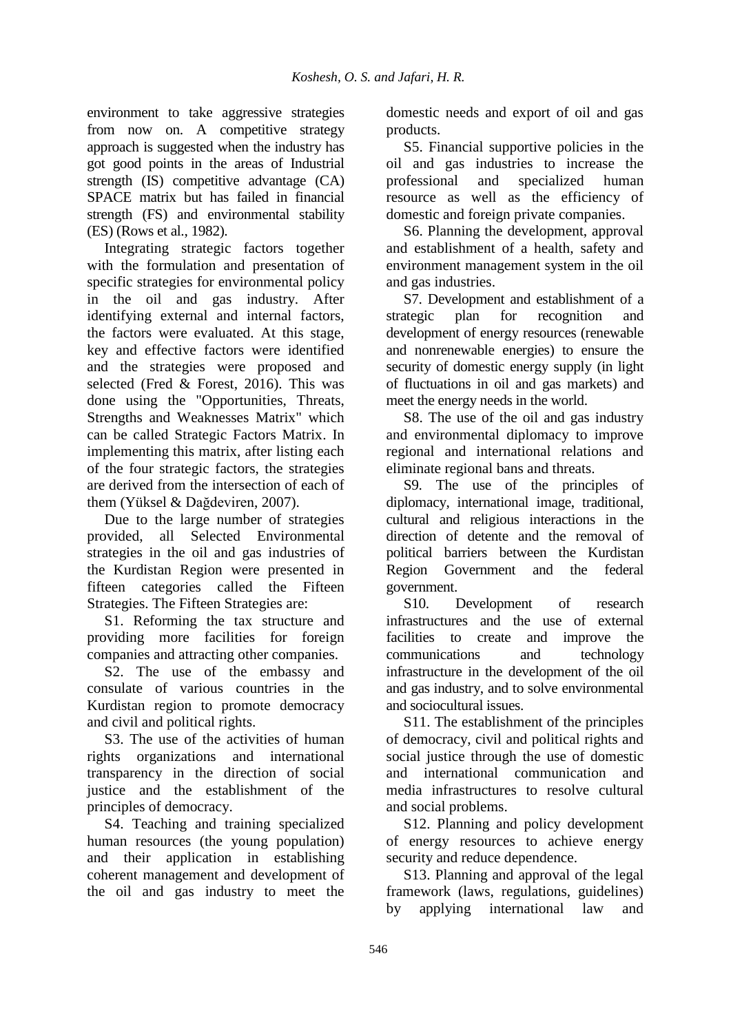environment to take aggressive strategies from now on. A competitive strategy approach is suggested when the industry has got good points in the areas of Industrial strength (IS) competitive advantage (CA) SPACE matrix but has failed in financial strength (FS) and environmental stability (ES) (Rows et al., 1982).

Integrating strategic factors together with the formulation and presentation of specific strategies for environmental policy in the oil and gas industry. After identifying external and internal factors, the factors were evaluated. At this stage, key and effective factors were identified and the strategies were proposed and selected (Fred & Forest, 2016). This was done using the "Opportunities, Threats, Strengths and Weaknesses Matrix" which can be called Strategic Factors Matrix. In implementing this matrix, after listing each of the four strategic factors, the strategies are derived from the intersection of each of them (Yüksel & Dağdeviren, 2007).

Due to the large number of strategies provided, all Selected Environmental strategies in the oil and gas industries of the Kurdistan Region were presented in fifteen categories called the Fifteen Strategies. The Fifteen Strategies are:

S1. Reforming the tax structure and providing more facilities for foreign companies and attracting other companies.

S2. The use of the embassy and consulate of various countries in the Kurdistan region to promote democracy and civil and political rights.

S3. The use of the activities of human rights organizations and international transparency in the direction of social justice and the establishment of the principles of democracy.

S4. Teaching and training specialized human resources (the young population) and their application in establishing coherent management and development of the oil and gas industry to meet the domestic needs and export of oil and gas products.

S5. Financial supportive policies in the oil and gas industries to increase the professional and specialized human resource as well as the efficiency of domestic and foreign private companies.

S6. Planning the development, approval and establishment of a health, safety and environment management system in the oil and gas industries.

S7. Development and establishment of a strategic plan for recognition and development of energy resources (renewable and nonrenewable energies) to ensure the security of domestic energy supply (in light of fluctuations in oil and gas markets) and meet the energy needs in the world.

S8. The use of the oil and gas industry and environmental diplomacy to improve regional and international relations and eliminate regional bans and threats.

S9. The use of the principles of diplomacy, international image, traditional, cultural and religious interactions in the direction of detente and the removal of political barriers between the Kurdistan Region Government and the federal government.

S10. Development of research infrastructures and the use of external facilities to create and improve the communications and technology infrastructure in the development of the oil and gas industry, and to solve environmental and sociocultural issues.

S11. The establishment of the principles of democracy, civil and political rights and social justice through the use of domestic and international communication and media infrastructures to resolve cultural and social problems.

S12. Planning and policy development of energy resources to achieve energy security and reduce dependence.

S13. Planning and approval of the legal framework (laws, regulations, guidelines) by applying international law and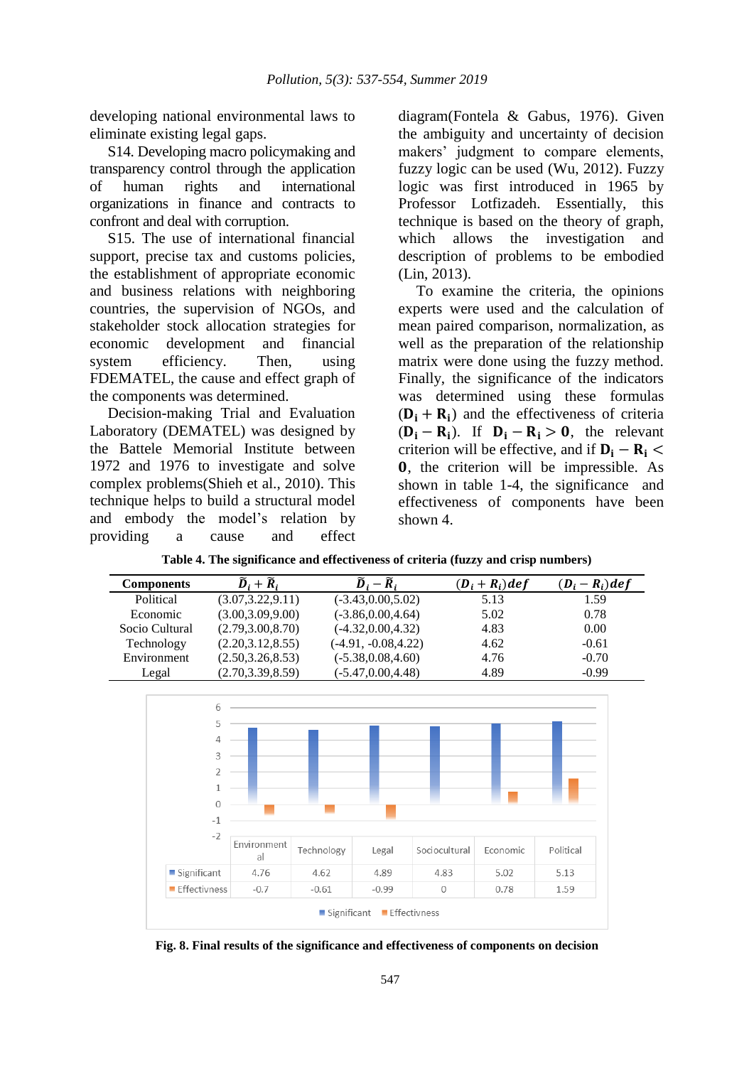developing national environmental laws to eliminate existing legal gaps.

S14. Developing macro policymaking and transparency control through the application of human rights and international organizations in finance and contracts to confront and deal with corruption.

S15. The use of international financial support, precise tax and customs policies, the establishment of appropriate economic and business relations with neighboring countries, the supervision of NGOs, and stakeholder stock allocation strategies for economic development and financial system efficiency. Then, using FDEMATEL, the cause and effect graph of the components was determined.

Decision-making Trial and Evaluation Laboratory (DEMATEL) was designed by the Battele Memorial Institute between 1972 and 1976 to investigate and solve complex problems(Shieh et al., 2010). This technique helps to build a structural model and embody the model's relation by providing a cause and effect diagram(Fontela & Gabus, 1976). Given the ambiguity and uncertainty of decision makers' judgment to compare elements, fuzzy logic can be used (Wu, 2012). Fuzzy logic was first introduced in 1965 by Professor Lotfizadeh. Essentially, this technique is based on the theory of graph, which allows the investigation and description of problems to be embodied (Lin, 2013).

To examine the criteria, the opinions experts were used and the calculation of mean paired comparison, normalization, as well as the preparation of the relationship matrix were done using the fuzzy method. Finally, the significance of the indicators was determined using these formulas $(\mathbf{D_i} + \mathbf{R_i})$ and the effectiveness of criteria $(\mathbf{D_i} - \mathbf{R_i})$. If $\mathbf{D_i} - \mathbf{R_i} > \mathbf{0}$, the relevant criterion will be effective, and if $\mathbf{D_i} - \mathbf{R_i} < \mathbf{0}$, the criterion will be impressible. As shown in table 1-4, the significance and effectiveness of components have been shown 4.

**Table 4. The significance and effectiveness of criteria (fuzzy and crisp numbers)**

| Components | $\tilde{D}_i + \tilde{R}_i$ | $\tilde{D}_i - \tilde{R}_i$ | $(D_i + R_i)def$ | $(D_i - R_i)def$ |
|---|---|---|---|---|
| Political | (3.07,3.22,9.11) | (-3.43,0.00,5.02) | 5.13 | 1.59 |
| Economic | (3.00,3.09,9.00) | (-3.86,0.00,4.64) | 5.02 | 0.78 |
| Socio Cultural | (2.79,3.00,8.70) | (-4.32,0.00,4.32) | 4.83 | 0.00 |
| Technology | (2.20,3.12,8.55) | (-4.91, -0.08,4.22) | 4.62 | -0.61 |
| Environment | (2.50,3.26,8.53) | (-5.38,0.08,4.60) | 4.76 | -0.70 |
| Legal | (2.70,3.39,8.59) | (-5.47,0.00,4.48) | 4.89 | -0.99 |

| | Environmental | Technology | Legal | Sociocultural | Economic | Political |
|---|---|---|---|---|---|---|
| Significant | 4.76 | 4.62 | 4.89 | 4.83 | 5.02 | 5.13 |
| Effectivness | -0.7 | -0.61 | -0.99 | 0 | 0.78 | 1.59 |

**Fig. 8. Final results of the significance and effectiveness of components on decision**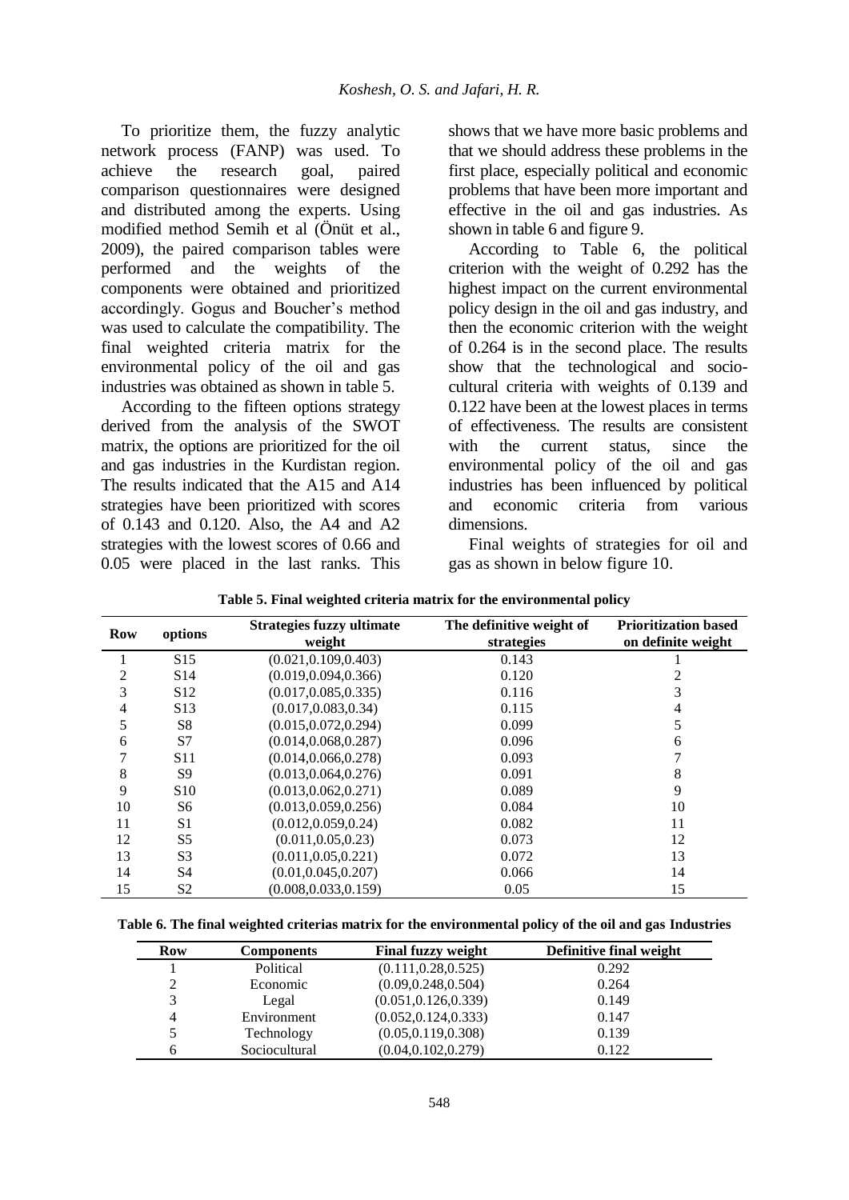To prioritize them, the fuzzy analytic network process (FANP) was used. To achieve the research goal, paired comparison questionnaires were designed and distributed among the experts. Using modified method Semih et al (Önüt et al., 2009), the paired comparison tables were performed and the weights of the components were obtained and prioritized accordingly. Gogus and Boucher's method was used to calculate the compatibility. The final weighted criteria matrix for the environmental policy of the oil and gas industries was obtained as shown in table 5.

According to the fifteen options strategy derived from the analysis of the SWOT matrix, the options are prioritized for the oil and gas industries in the Kurdistan region. The results indicated that the A15 and A14 strategies have been prioritized with scores of 0.143 and 0.120. Also, the A4 and A2 strategies with the lowest scores of 0.66 and 0.05 were placed in the last ranks. This shows that we have more basic problems and that we should address these problems in the first place, especially political and economic problems that have been more important and effective in the oil and gas industries. As shown in table 6 and figure 9.

According to Table 6, the political criterion with the weight of 0.292 has the highest impact on the current environmental policy design in the oil and gas industry, and then the economic criterion with the weight of 0.264 is in the second place. The results show that the technological and socio-cultural criteria with weights of 0.139 and 0.122 have been at the lowest places in terms of effectiveness. The results are consistent with the current status, since the environmental policy of the oil and gas industries has been influenced by political and economic criteria from various dimensions.

Final weights of strategies for oil and gas as shown in below figure 10.

**Table 5. Final weighted criteria matrix for the environmental policy**

| Row | options | Strategies fuzzy ultimate weight | The definitive weight of strategies | Prioritization based on definite weight |
|---|---|---|---|---|
| 1 | S15 | (0.021,0.109,0.403) | 0.143 | 1 |
| 2 | S14 | (0.019,0.094,0.366) | 0.120 | 2 |
| 3 | S12 | (0.017,0.085,0.335) | 0.116 | 3 |
| 4 | S13 | (0.017,0.083,0.34) | 0.115 | 4 |
| 5 | S8 | (0.015,0.072,0.294) | 0.099 | 5 |
| 6 | S7 | (0.014,0.068,0.287) | 0.096 | 6 |
| 7 | S11 | (0.014,0.066,0.278) | 0.093 | 7 |
| 8 | S9 | (0.013,0.064,0.276) | 0.091 | 8 |
| 9 | S10 | (0.013,0.062,0.271) | 0.089 | 9 |
| 10 | S6 | (0.013,0.059,0.256) | 0.084 | 10 |
| 11 | S1 | (0.012,0.059,0.24) | 0.082 | 11 |
| 12 | S5 | (0.011,0.05,0.23) | 0.073 | 12 |
| 13 | S3 | (0.011,0.05,0.221) | 0.072 | 13 |
| 14 | S4 | (0.01,0.045,0.207) | 0.066 | 14 |
| 15 | S2 | (0.008,0.033,0.159) | 0.05 | 15 |

**Table 6. The final weighted criterias matrix for the environmental policy of the oil and gas Industries**

| Row | Components | Final fuzzy weight | Definitive final weight |
|---|---|---|---|
| 1 | Political | (0.111,0.28,0.525) | 0.292 |
| 2 | Economic | (0.09,0.248,0.504) | 0.264 |
| 3 | Legal | (0.051,0.126,0.339) | 0.149 |
| 4 | Environment | (0.052,0.124,0.333) | 0.147 |
| 5 | Technology | (0.05,0.119,0.308) | 0.139 |
| 6 | Sociocultural | (0.04,0.102,0.279) | 0.122 |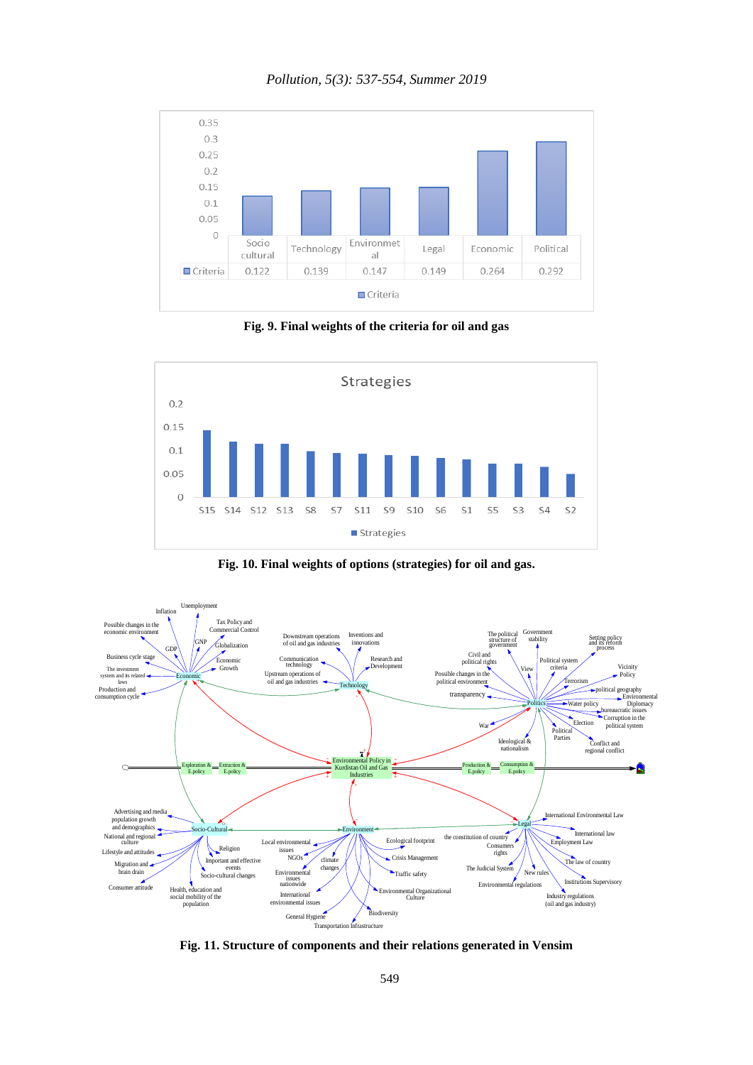| | Socio cultural | Technology | Environmental | Legal | Economic | Political |
|---|---|---|---|---|---|---|
| Criteria | 0.122 | 0.139 | 0.147 | 0.149 | 0.264 | 0.292 |

**Fig. 9. Final weights of the criteria for oil and gas**

**Fig. 10. Final weights of options (strategies) for oil and gas.**

**Fig. 11. Structure of components and their relations generated in Vensim**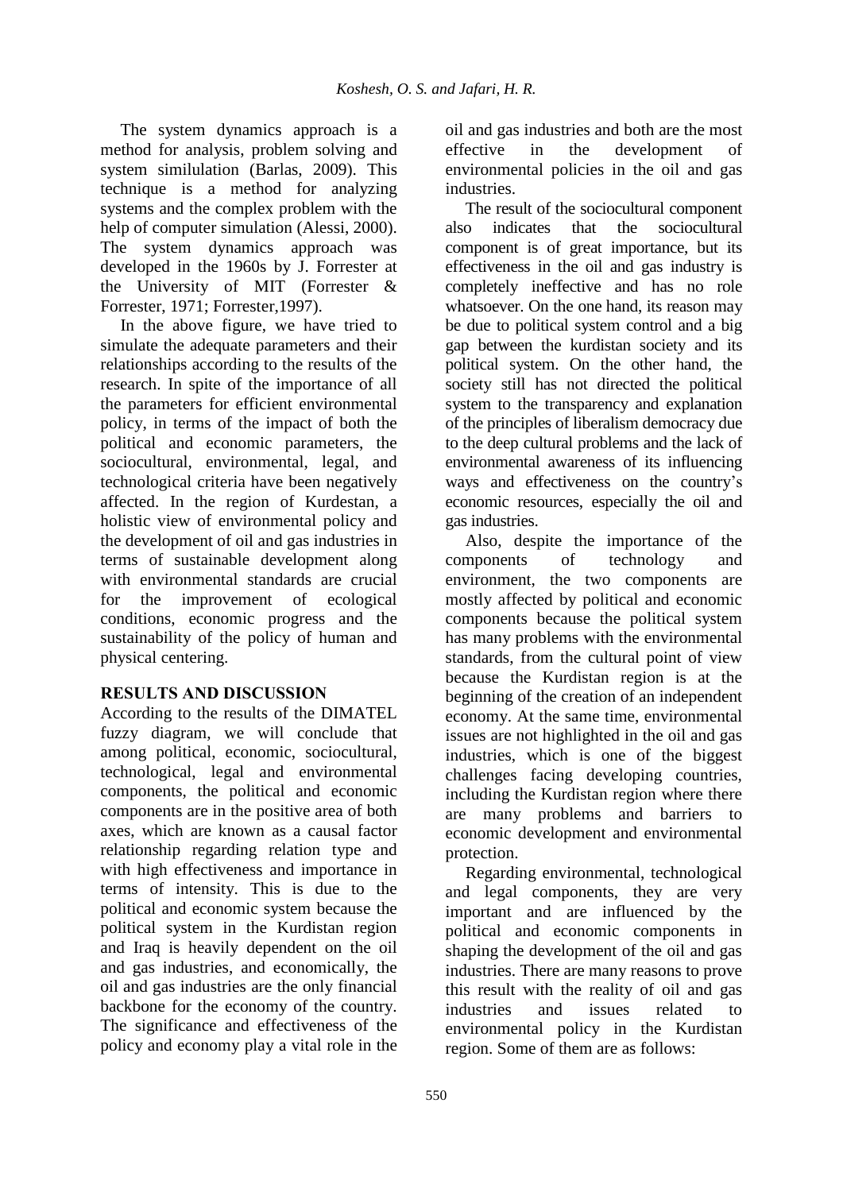The system dynamics approach is a method for analysis, problem solving and system similulation (Barlas, 2009). This technique is a method for analyzing systems and the complex problem with the help of computer simulation (Alessi, 2000). The system dynamics approach was developed in the 1960s by J. Forrester at the University of MIT (Forrester & Forrester, 1971; Forrester,1997).

In the above figure, we have tried to simulate the adequate parameters and their relationships according to the results of the research. In spite of the importance of all the parameters for efficient environmental policy, in terms of the impact of both the political and economic parameters, the sociocultural, environmental, legal, and technological criteria have been negatively affected. In the region of Kurdestan, a holistic view of environmental policy and the development of oil and gas industries in terms of sustainable development along with environmental standards are crucial for the improvement of ecological conditions, economic progress and the sustainability of the policy of human and physical centering.

## RESULTS AND DISCUSSION

According to the results of the DIMATEL fuzzy diagram, we will conclude that among political, economic, sociocultural, technological, legal and environmental components, the political and economic components are in the positive area of both axes, which are known as a causal factor relationship regarding relation type and with high effectiveness and importance in terms of intensity. This is due to the political and economic system because the political system in the Kurdistan region and Iraq is heavily dependent on the oil and gas industries, and economically, the oil and gas industries are the only financial backbone for the economy of the country. The significance and effectiveness of the policy and economy play a vital role in the oil and gas industries and both are the most effective in the development of environmental policies in the oil and gas industries.

The result of the sociocultural component also indicates that the sociocultural component is of great importance, but its effectiveness in the oil and gas industry is completely ineffective and has no role whatsoever. On the one hand, its reason may be due to political system control and a big gap between the kurdistan society and its political system. On the other hand, the society still has not directed the political system to the transparency and explanation of the principles of liberalism democracy due to the deep cultural problems and the lack of environmental awareness of its influencing ways and effectiveness on the country's economic resources, especially the oil and gas industries.

Also, despite the importance of the components of technology and environment, the two components are mostly affected by political and economic components because the political system has many problems with the environmental standards, from the cultural point of view because the Kurdistan region is at the beginning of the creation of an independent economy. At the same time, environmental issues are not highlighted in the oil and gas industries, which is one of the biggest challenges facing developing countries, including the Kurdistan region where there are many problems and barriers to economic development and environmental protection.

Regarding environmental, technological and legal components, they are very important and are influenced by the political and economic components in shaping the development of the oil and gas industries. There are many reasons to prove this result with the reality of oil and gas industries and issues related to environmental policy in the Kurdistan region. Some of them are as follows: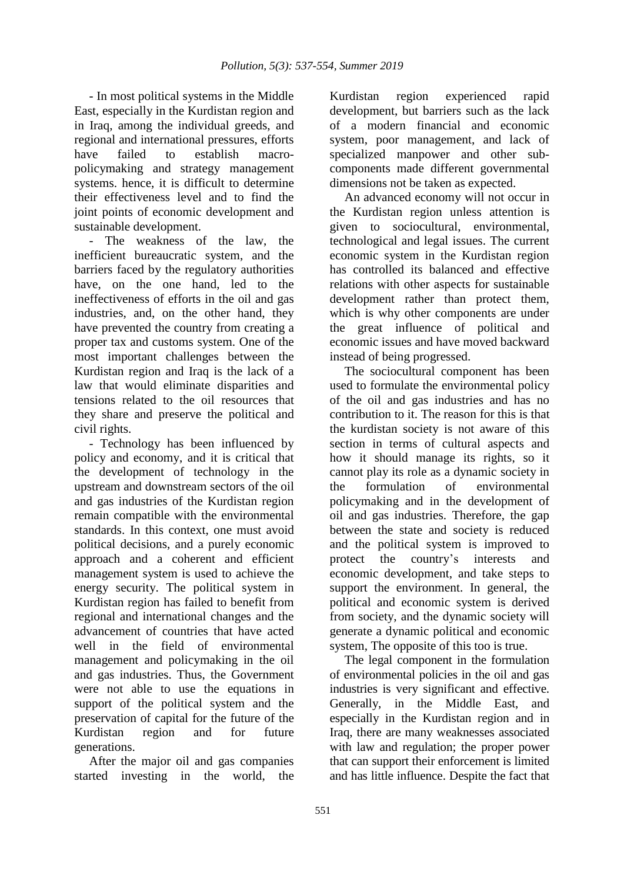- In most political systems in the Middle East, especially in the Kurdistan region and in Iraq, among the individual greeds, and regional and international pressures, efforts have failed to establish macro-policymaking and strategy management systems. hence, it is difficult to determine their effectiveness level and to find the joint points of economic development and sustainable development.

- The weakness of the law, the inefficient bureaucratic system, and the barriers faced by the regulatory authorities have, on the one hand, led to the ineffectiveness of efforts in the oil and gas industries, and, on the other hand, they have prevented the country from creating a proper tax and customs system. One of the most important challenges between the Kurdistan region and Iraq is the lack of a law that would eliminate disparities and tensions related to the oil resources that they share and preserve the political and civil rights.

- Technology has been influenced by policy and economy, and it is critical that the development of technology in the upstream and downstream sectors of the oil and gas industries of the Kurdistan region remain compatible with the environmental standards. In this context, one must avoid political decisions, and a purely economic approach and a coherent and efficient management system is used to achieve the energy security. The political system in Kurdistan region has failed to benefit from regional and international changes and the advancement of countries that have acted well in the field of environmental management and policymaking in the oil and gas industries. Thus, the Government were not able to use the equations in support of the political system and the preservation of capital for the future of the Kurdistan region and for future generations.

After the major oil and gas companies started investing in the world, the Kurdistan region experienced rapid development, but barriers such as the lack of a modern financial and economic system, poor management, and lack of specialized manpower and other sub-components made different governmental dimensions not be taken as expected.

An advanced economy will not occur in the Kurdistan region unless attention is given to sociocultural, environmental, technological and legal issues. The current economic system in the Kurdistan region has controlled its balanced and effective relations with other aspects for sustainable development rather than protect them, which is why other components are under the great influence of political and economic issues and have moved backward instead of being progressed.

The sociocultural component has been used to formulate the environmental policy of the oil and gas industries and has no contribution to it. The reason for this is that the kurdistan society is not aware of this section in terms of cultural aspects and how it should manage its rights, so it cannot play its role as a dynamic society in the formulation of environmental policymaking and in the development of oil and gas industries. Therefore, the gap between the state and society is reduced and the political system is improved to protect the country's interests and economic development, and take steps to support the environment. In general, the political and economic system is derived from society, and the dynamic society will generate a dynamic political and economic system, The opposite of this too is true.

The legal component in the formulation of environmental policies in the oil and gas industries is very significant and effective. Generally, in the Middle East, and especially in the Kurdistan region and in Iraq, there are many weaknesses associated with law and regulation; the proper power that can support their enforcement is limited and has little influence. Despite the fact that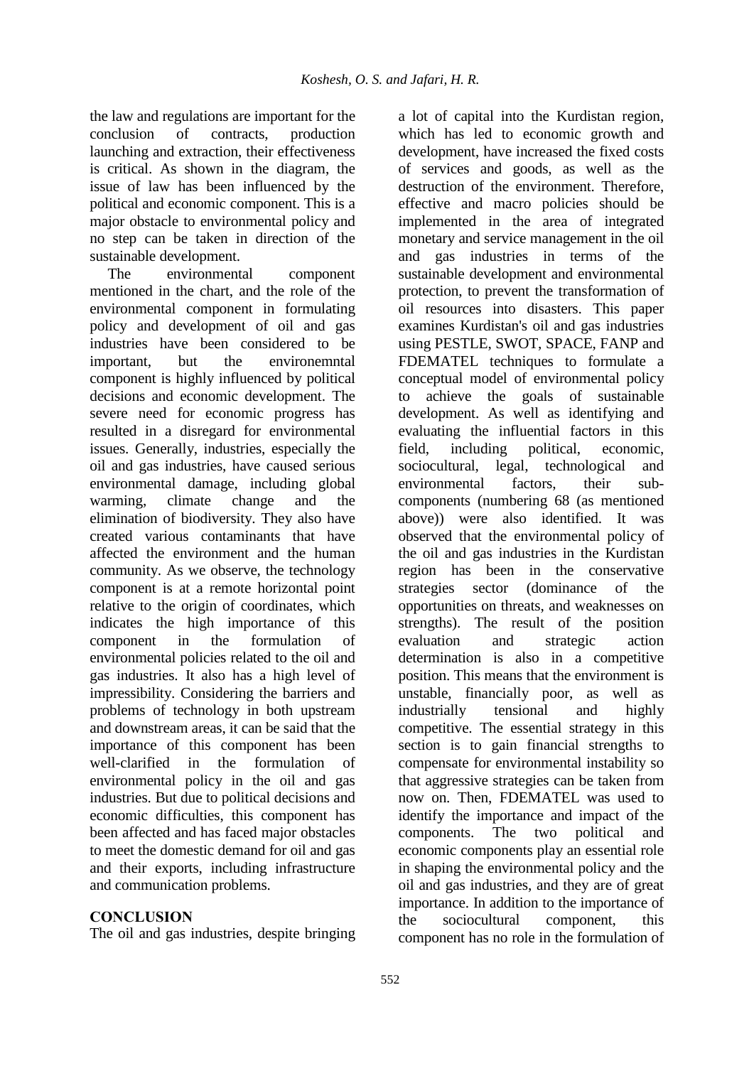the law and regulations are important for the conclusion of contracts, production launching and extraction, their effectiveness is critical. As shown in the diagram, the issue of law has been influenced by the political and economic component. This is a major obstacle to environmental policy and no step can be taken in direction of the sustainable development.

The environmental component mentioned in the chart, and the role of the environmental component in formulating policy and development of oil and gas industries have been considered to be important, but the environemntal component is highly influenced by political decisions and economic development. The severe need for economic progress has resulted in a disregard for environmental issues. Generally, industries, especially the oil and gas industries, have caused serious environmental damage, including global warming, climate change and the elimination of biodiversity. They also have created various contaminants that have affected the environment and the human community. As we observe, the technology component is at a remote horizontal point relative to the origin of coordinates, which indicates the high importance of this component in the formulation of environmental policies related to the oil and gas industries. It also has a high level of impressibility. Considering the barriers and problems of technology in both upstream and downstream areas, it can be said that the importance of this component has been well-clarified in the formulation of environmental policy in the oil and gas industries. But due to political decisions and economic difficulties, this component has been affected and has faced major obstacles to meet the domestic demand for oil and gas and their exports, including infrastructure and communication problems.

## CONCLUSION

The oil and gas industries, despite bringing a lot of capital into the Kurdistan region, which has led to economic growth and development, have increased the fixed costs of services and goods, as well as the destruction of the environment. Therefore, effective and macro policies should be implemented in the area of integrated monetary and service management in the oil and gas industries in terms of the sustainable development and environmental protection, to prevent the transformation of oil resources into disasters. This paper examines Kurdistan's oil and gas industries using PESTLE, SWOT, SPACE, FANP and FDEMATEL techniques to formulate a conceptual model of environmental policy to achieve the goals of sustainable development. As well as identifying and evaluating the influential factors in this field, including political, economic, sociocultural, legal, technological and environmental factors, their sub-components (numbering 68 (as mentioned above)) were also identified. It was observed that the environmental policy of the oil and gas industries in the Kurdistan region has been in the conservative strategies sector (dominance of the opportunities on threats, and weaknesses on strengths). The result of the position evaluation and strategic action determination is also in a competitive position. This means that the environment is unstable, financially poor, as well as industrially tensional and highly competitive. The essential strategy in this section is to gain financial strengths to compensate for environmental instability so that aggressive strategies can be taken from now on. Then, FDEMATEL was used to identify the importance and impact of the components. The two political and economic components play an essential role in shaping the environmental policy and the oil and gas industries, and they are of great importance. In addition to the importance of the sociocultural component, this component has no role in the formulation of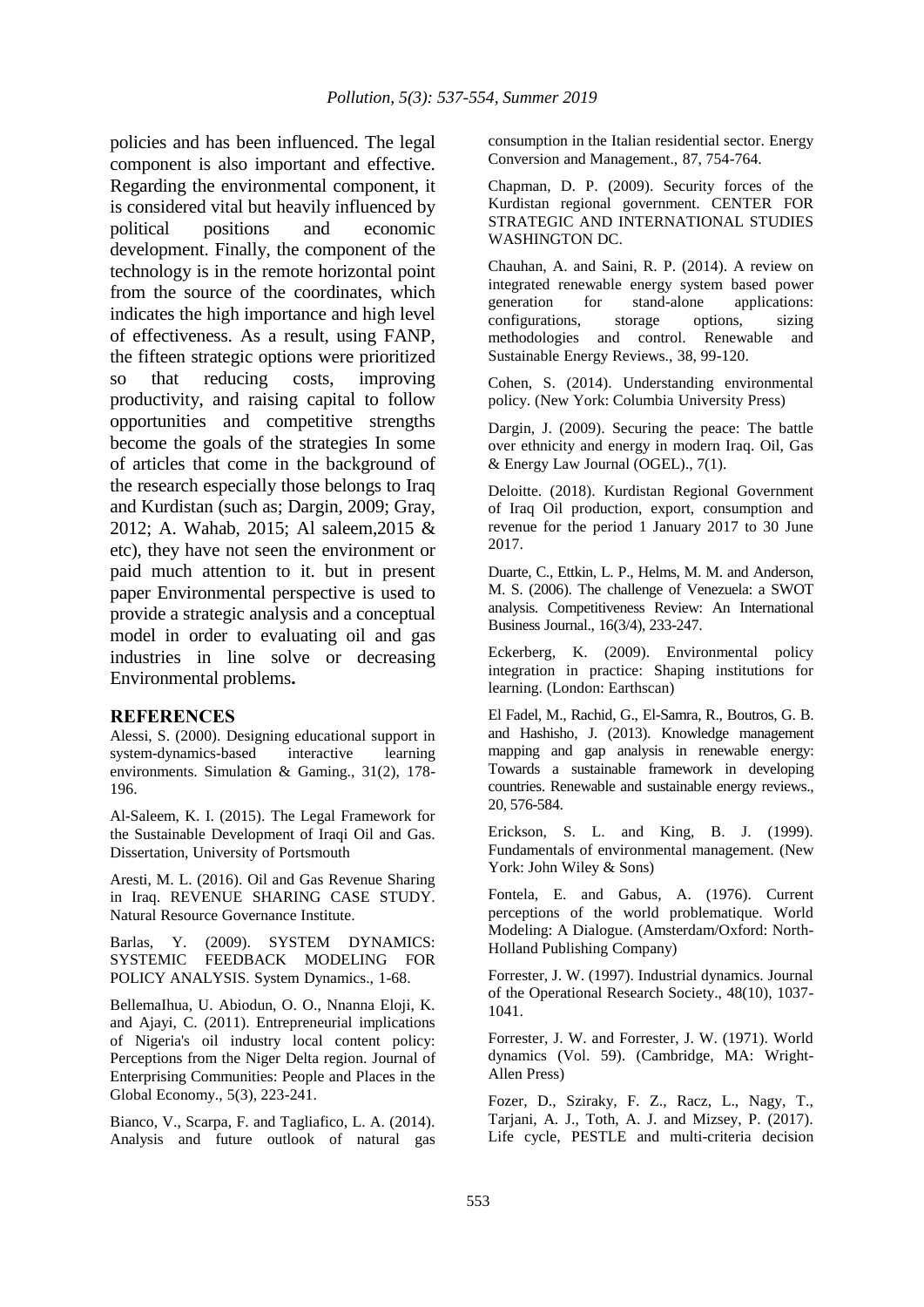policies and has been influenced. The legal component is also important and effective. Regarding the environmental component, it is considered vital but heavily influenced by political positions and economic development. Finally, the component of the technology is in the remote horizontal point from the source of the coordinates, which indicates the high importance and high level of effectiveness. As a result, using FANP, the fifteen strategic options were prioritized so that reducing costs, improving productivity, and raising capital to follow opportunities and competitive strengths become the goals of the strategies In some of articles that come in the background of the research especially those belongs to Iraq and Kurdistan (such as; Dargin, 2009; Gray, 2012; A. Wahab, 2015; Al saleem,2015 & etc), they have not seen the environment or paid much attention to it. but in present paper Environmental perspective is used to provide a strategic analysis and a conceptual model in order to evaluating oil and gas industries in line solve or decreasing Environmental problems**.**

## REFERENCES

Alessi, S. (2000). Designing educational support in system-dynamics-based interactive learning environments. Simulation & Gaming., 31(2), 178-196.

Al-Saleem, K. I. (2015). The Legal Framework for the Sustainable Development of Iraqi Oil and Gas. Dissertation, University of Portsmouth

Aresti, M. L. (2016). Oil and Gas Revenue Sharing in Iraq. REVENUE SHARING CASE STUDY. Natural Resource Governance Institute.

Barlas, Y. (2009). SYSTEM DYNAMICS: SYSTEMIC FEEDBACK MODELING FOR POLICY ANALYSIS. System Dynamics., 1-68.

BellemaIhua, U. Abiodun, O. O., Nnanna Eloji, K. and Ajayi, C. (2011). Entrepreneurial implications of Nigeria's oil industry local content policy: Perceptions from the Niger Delta region. Journal of Enterprising Communities: People and Places in the Global Economy., 5(3), 223-241.

Bianco, V., Scarpa, F. and Tagliafico, L. A. (2014). Analysis and future outlook of natural gas consumption in the Italian residential sector. Energy Conversion and Management., 87, 754-764.

Chapman, D. P. (2009). Security forces of the Kurdistan regional government. CENTER FOR STRATEGIC AND INTERNATIONAL STUDIES WASHINGTON DC.

Chauhan, A. and Saini, R. P. (2014). A review on integrated renewable energy system based power generation for stand-alone applications: configurations, storage options, sizing methodologies and control. Renewable and Sustainable Energy Reviews., 38, 99-120.

Cohen, S. (2014). Understanding environmental policy. (New York: Columbia University Press)

Dargin, J. (2009). Securing the peace: The battle over ethnicity and energy in modern Iraq. Oil, Gas & Energy Law Journal (OGEL)., 7(1).

Deloitte. (2018). Kurdistan Regional Government of Iraq Oil production, export, consumption and revenue for the period 1 January 2017 to 30 June 2017.

Duarte, C., Ettkin, L. P., Helms, M. M. and Anderson, M. S. (2006). The challenge of Venezuela: a SWOT analysis. Competitiveness Review: An International Business Journal., 16(3/4), 233-247.

Eckerberg, K. (2009). Environmental policy integration in practice: Shaping institutions for learning. (London: Earthscan)

El Fadel, M., Rachid, G., El-Samra, R., Boutros, G. B. and Hashisho, J. (2013). Knowledge management mapping and gap analysis in renewable energy: Towards a sustainable framework in developing countries. Renewable and sustainable energy reviews., 20, 576-584.

Erickson, S. L. and King, B. J. (1999). Fundamentals of environmental management. (New York: John Wiley & Sons)

Fontela, E. and Gabus, A. (1976). Current perceptions of the world problematique. World Modeling: A Dialogue. (Amsterdam/Oxford: North-Holland Publishing Company)

Forrester, J. W. (1997). Industrial dynamics. Journal of the Operational Research Society., 48(10), 1037-1041.

Forrester, J. W. and Forrester, J. W. (1971). World dynamics (Vol. 59). (Cambridge, MA: Wright-Allen Press)

Fozer, D., Sziraky, F. Z., Racz, L., Nagy, T., Tarjani, A. J., Toth, A. J. and Mizsey, P. (2017). Life cycle, PESTLE and multi-criteria decision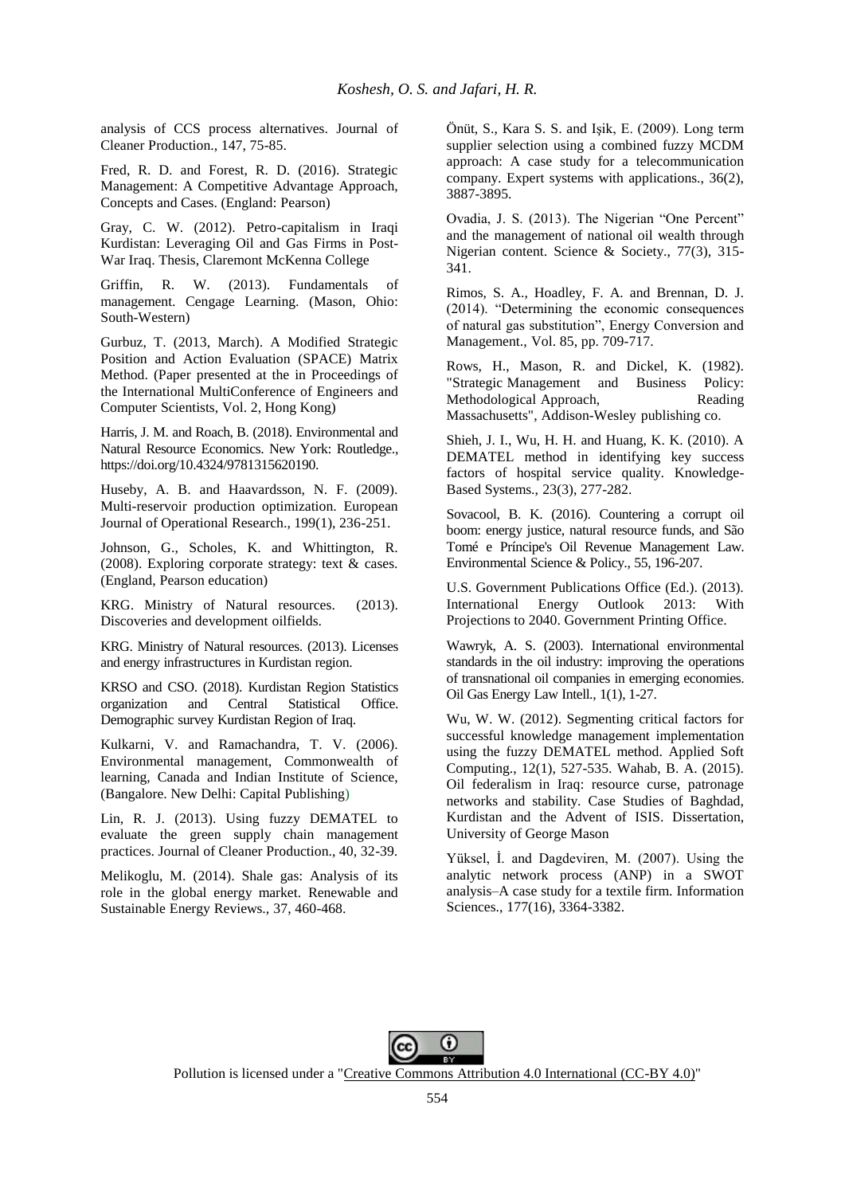analysis of CCS process alternatives. Journal of Cleaner Production., 147, 75-85.

Fred, R. D. and Forest, R. D. (2016). Strategic Management: A Competitive Advantage Approach, Concepts and Cases. (England: Pearson)

Gray, C. W. (2012). Petro-capitalism in Iraqi Kurdistan: Leveraging Oil and Gas Firms in Post-War Iraq. Thesis, Claremont McKenna College

Griffin, R. W. (2013). Fundamentals of management. Cengage Learning. (Mason, Ohio: South-Western)

Gurbuz, T. (2013, March). A Modified Strategic Position and Action Evaluation (SPACE) Matrix Method. (Paper presented at the in Proceedings of the International MultiConference of Engineers and Computer Scientists, Vol. 2, Hong Kong)

Harris, J. M. and Roach, B. (2018). Environmental and Natural Resource Economics. New York: Routledge., https://doi.org/10.4324/9781315620190.

Huseby, A. B. and Haavardsson, N. F. (2009). Multi-reservoir production optimization. European Journal of Operational Research., 199(1), 236-251.

Johnson, G., Scholes, K. and Whittington, R. (2008). Exploring corporate strategy: text & cases. (England, Pearson education)

KRG. Ministry of Natural resources. (2013). Discoveries and development oilfields.

KRG. Ministry of Natural resources. (2013). Licenses and energy infrastructures in Kurdistan region.

KRSO and CSO. (2018). Kurdistan Region Statistics organization and Central Statistical Office. Demographic survey Kurdistan Region of Iraq.

Kulkarni, V. and Ramachandra, T. V. (2006). Environmental management, Commonwealth of learning, Canada and Indian Institute of Science, (Bangalore. New Delhi: Capital Publishing)

Lin, R. J. (2013). Using fuzzy DEMATEL to evaluate the green supply chain management practices. Journal of Cleaner Production., 40, 32-39.

Melikoglu, M. (2014). Shale gas: Analysis of its role in the global energy market. Renewable and Sustainable Energy Reviews., 37, 460-468.

Önüt, S., Kara S. S. and Işik, E. (2009). Long term supplier selection using a combined fuzzy MCDM approach: A case study for a telecommunication company. Expert systems with applications., 36(2), 3887-3895.

Ovadia, J. S. (2013). The Nigerian "One Percent" and the management of national oil wealth through Nigerian content. Science & Society., 77(3), 315-341.

Rimos, S. A., Hoadley, F. A. and Brennan, D. J. (2014). "Determining the economic consequences of natural gas substitution", Energy Conversion and Management., Vol. 85, pp. 709-717.

Rows, H., Mason, R. and Dickel, K. (1982). "Strategic Management and Business Policy: Methodological Approach, Reading Massachusetts", Addison-Wesley publishing co.

Shieh, J. I., Wu, H. H. and Huang, K. K. (2010). A DEMATEL method in identifying key success factors of hospital service quality. Knowledge-Based Systems., 23(3), 277-282.

Sovacool, B. K. (2016). Countering a corrupt oil boom: energy justice, natural resource funds, and São Tomé e Príncipe's Oil Revenue Management Law. Environmental Science & Policy., 55, 196-207.

U.S. Government Publications Office (Ed.). (2013). International Energy Outlook 2013: With Projections to 2040. Government Printing Office.

Wawryk, A. S. (2003). International environmental standards in the oil industry: improving the operations of transnational oil companies in emerging economies. Oil Gas Energy Law Intell., 1(1), 1-27.

Wu, W. W. (2012). Segmenting critical factors for successful knowledge management implementation using the fuzzy DEMATEL method. Applied Soft Computing., 12(1), 527-535. Wahab, B. A. (2015). Oil federalism in Iraq: resource curse, patronage networks and stability. Case Studies of Baghdad, Kurdistan and the Advent of ISIS. Dissertation, University of George Mason

Yüksel, İ. and Dagdeviren, M. (2007). Using the analytic network process (ANP) in a SWOT analysis–A case study for a textile firm. Information Sciences., 177(16), 3364-3382.

Pollution is licensed under a "Creative Commons Attribution 4.0 International (CC-BY 4.0)"